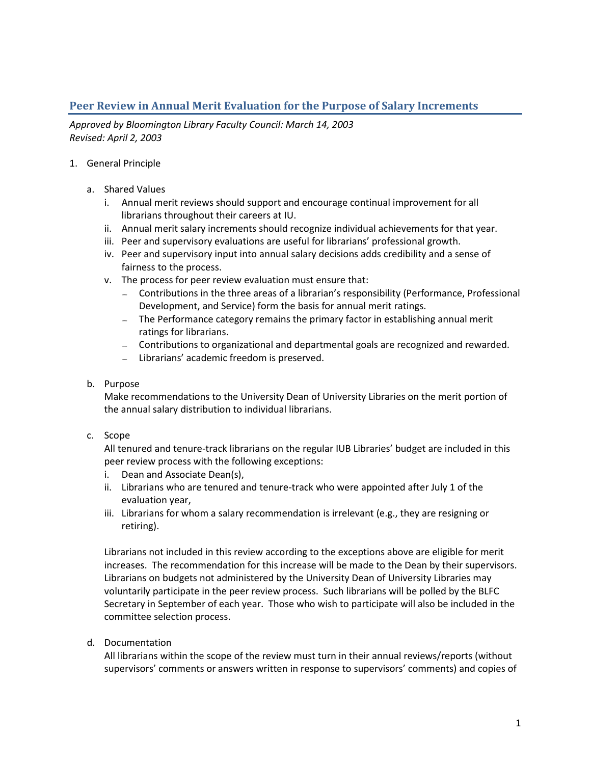## Peer Review in Annual Merit Evaluation for the Purpose of Salary Increments

*Approved by Bloomington Library Faculty Council: March 14, 2003*
*Revised: April 2, 2003*

1. General Principle

   a. Shared Values

      i. Annual merit reviews should support and encourage continual improvement for all librarians throughout their careers at IU.

      ii. Annual merit salary increments should recognize individual achievements for that year.

      iii. Peer and supervisory evaluations are useful for librarians' professional growth.

      iv. Peer and supervisory input into annual salary decisions adds credibility and a sense of fairness to the process.

      v. The process for peer review evaluation must ensure that:

         - Contributions in the three areas of a librarian's responsibility (Performance, Professional Development, and Service) form the basis for annual merit ratings.
         - The Performance category remains the primary factor in establishing annual merit ratings for librarians.
         - Contributions to organizational and departmental goals are recognized and rewarded.
         - Librarians' academic freedom is preserved.

   b. Purpose

      Make recommendations to the University Dean of University Libraries on the merit portion of the annual salary distribution to individual librarians.

   c. Scope

      All tenured and tenure-track librarians on the regular IUB Libraries' budget are included in this peer review process with the following exceptions:

      i. Dean and Associate Dean(s),

      ii. Librarians who are tenured and tenure-track who were appointed after July 1 of the evaluation year,

      iii. Librarians for whom a salary recommendation is irrelevant (e.g., they are resigning or retiring).

      Librarians not included in this review according to the exceptions above are eligible for merit increases. The recommendation for this increase will be made to the Dean by their supervisors. Librarians on budgets not administered by the University Dean of University Libraries may voluntarily participate in the peer review process. Such librarians will be polled by the BLFC Secretary in September of each year. Those who wish to participate will also be included in the committee selection process.

   d. Documentation

      All librarians within the scope of the review must turn in their annual reviews/reports (without supervisors' comments or answers written in response to supervisors' comments) and copies of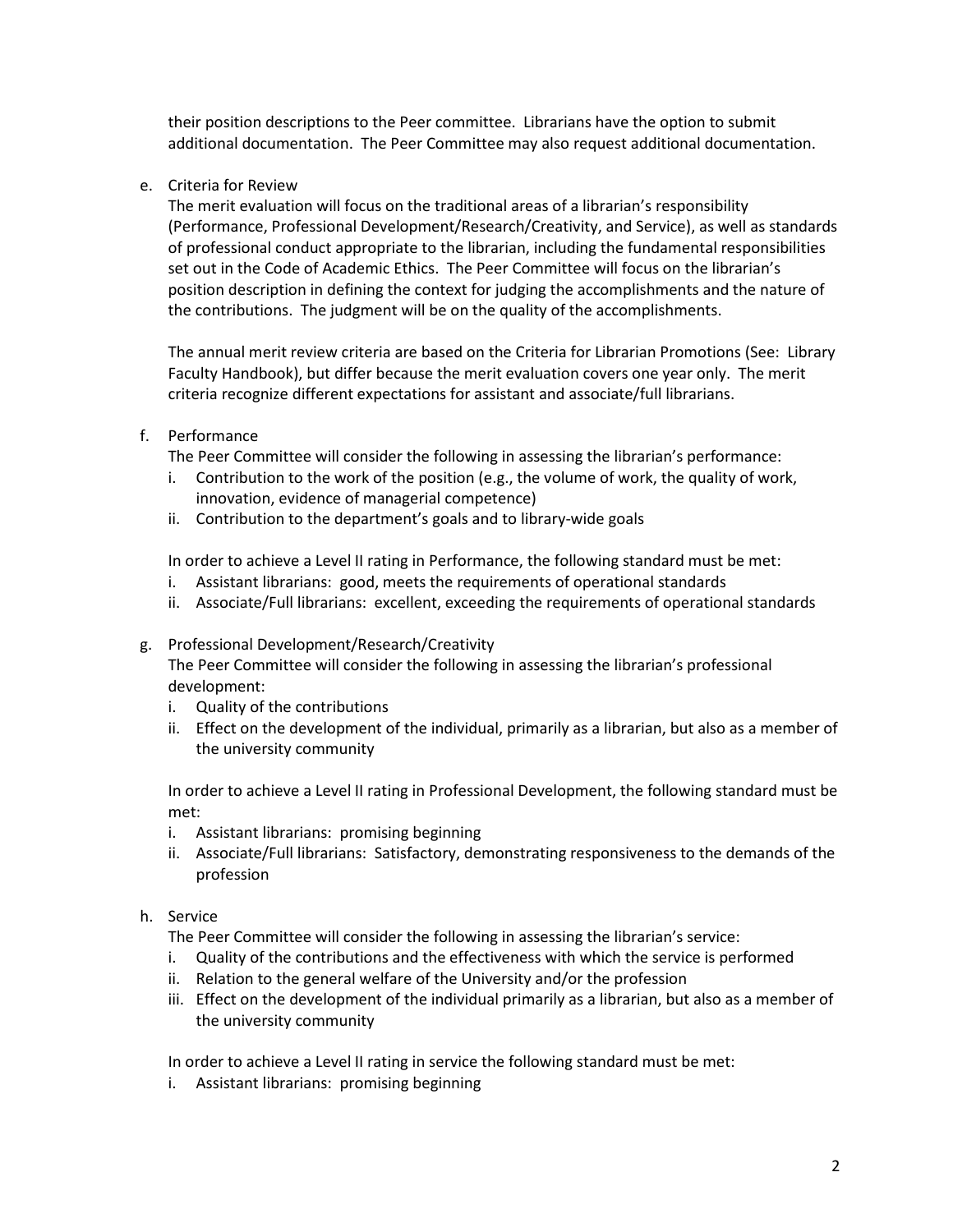their position descriptions to the Peer committee. Librarians have the option to submit additional documentation. The Peer Committee may also request additional documentation.

e. Criteria for Review

   The merit evaluation will focus on the traditional areas of a librarian's responsibility (Performance, Professional Development/Research/Creativity, and Service), as well as standards of professional conduct appropriate to the librarian, including the fundamental responsibilities set out in the Code of Academic Ethics. The Peer Committee will focus on the librarian's position description in defining the context for judging the accomplishments and the nature of the contributions. The judgment will be on the quality of the accomplishments.

   The annual merit review criteria are based on the Criteria for Librarian Promotions (See: Library Faculty Handbook), but differ because the merit evaluation covers one year only. The merit criteria recognize different expectations for assistant and associate/full librarians.

f. Performance

   The Peer Committee will consider the following in assessing the librarian's performance:

   i. Contribution to the work of the position (e.g., the volume of work, the quality of work, innovation, evidence of managerial competence)
   ii. Contribution to the department's goals and to library-wide goals

   In order to achieve a Level II rating in Performance, the following standard must be met:

   i. Assistant librarians: good, meets the requirements of operational standards
   ii. Associate/Full librarians: excellent, exceeding the requirements of operational standards

g. Professional Development/Research/Creativity

   The Peer Committee will consider the following in assessing the librarian's professional development:

   i. Quality of the contributions
   ii. Effect on the development of the individual, primarily as a librarian, but also as a member of the university community

   In order to achieve a Level II rating in Professional Development, the following standard must be met:

   i. Assistant librarians: promising beginning
   ii. Associate/Full librarians: Satisfactory, demonstrating responsiveness to the demands of the profession

h. Service

   The Peer Committee will consider the following in assessing the librarian's service:

   i. Quality of the contributions and the effectiveness with which the service is performed
   ii. Relation to the general welfare of the University and/or the profession
   iii. Effect on the development of the individual primarily as a librarian, but also as a member of the university community

   In order to achieve a Level II rating in service the following standard must be met:

   i. Assistant librarians: promising beginning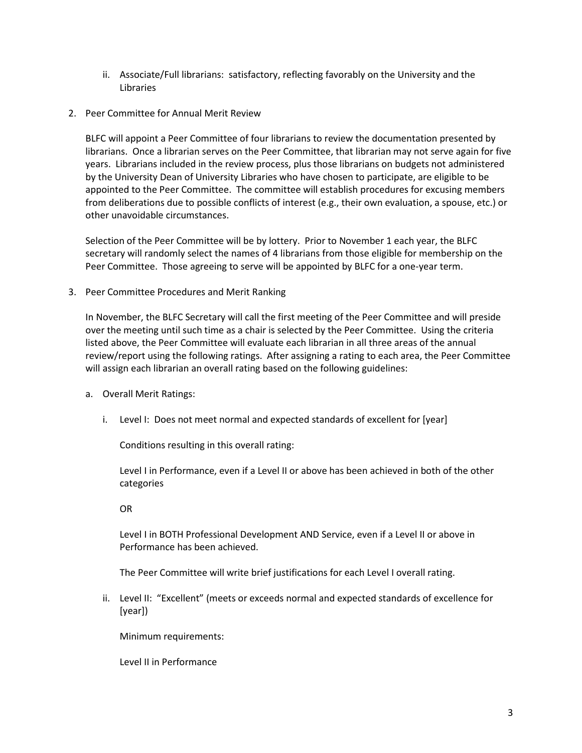ii. Associate/Full librarians: satisfactory, reflecting favorably on the University and the Libraries

2. Peer Committee for Annual Merit Review

   BLFC will appoint a Peer Committee of four librarians to review the documentation presented by librarians. Once a librarian serves on the Peer Committee, that librarian may not serve again for five years. Librarians included in the review process, plus those librarians on budgets not administered by the University Dean of University Libraries who have chosen to participate, are eligible to be appointed to the Peer Committee. The committee will establish procedures for excusing members from deliberations due to possible conflicts of interest (e.g., their own evaluation, a spouse, etc.) or other unavoidable circumstances.

   Selection of the Peer Committee will be by lottery. Prior to November 1 each year, the BLFC secretary will randomly select the names of 4 librarians from those eligible for membership on the Peer Committee. Those agreeing to serve will be appointed by BLFC for a one-year term.

3. Peer Committee Procedures and Merit Ranking

   In November, the BLFC Secretary will call the first meeting of the Peer Committee and will preside over the meeting until such time as a chair is selected by the Peer Committee. Using the criteria listed above, the Peer Committee will evaluate each librarian in all three areas of the annual review/report using the following ratings. After assigning a rating to each area, the Peer Committee will assign each librarian an overall rating based on the following guidelines:

   a. Overall Merit Ratings:

      i. Level I: Does not meet normal and expected standards of excellent for [year]

         Conditions resulting in this overall rating:

         Level I in Performance, even if a Level II or above has been achieved in both of the other categories

         OR

         Level I in BOTH Professional Development AND Service, even if a Level II or above in Performance has been achieved.

         The Peer Committee will write brief justifications for each Level I overall rating.

      ii. Level II: "Excellent" (meets or exceeds normal and expected standards of excellence for [year])

         Minimum requirements:

         Level II in Performance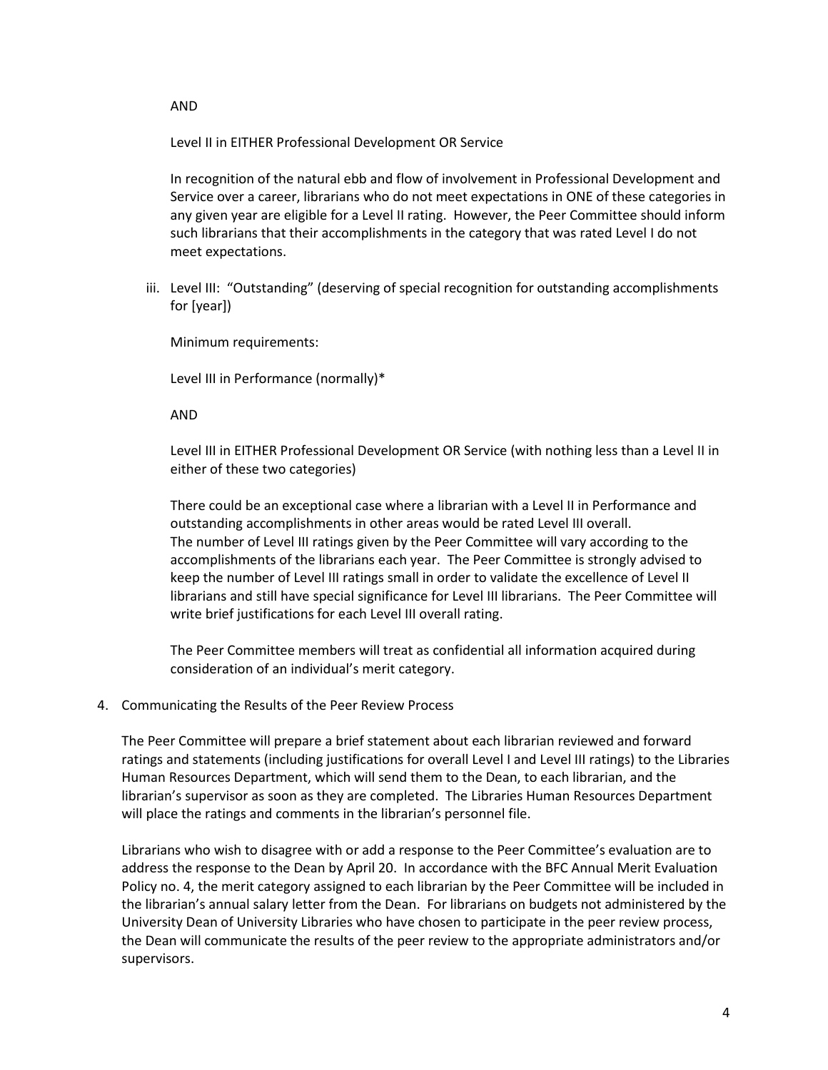AND

Level II in EITHER Professional Development OR Service

In recognition of the natural ebb and flow of involvement in Professional Development and Service over a career, librarians who do not meet expectations in ONE of these categories in any given year are eligible for a Level II rating. However, the Peer Committee should inform such librarians that their accomplishments in the category that was rated Level I do not meet expectations.

iii. Level III: "Outstanding" (deserving of special recognition for outstanding accomplishments for [year])

   Minimum requirements:

   Level III in Performance (normally)*

   AND

   Level III in EITHER Professional Development OR Service (with nothing less than a Level II in either of these two categories)

   There could be an exceptional case where a librarian with a Level II in Performance and outstanding accomplishments in other areas would be rated Level III overall. The number of Level III ratings given by the Peer Committee will vary according to the accomplishments of the librarians each year. The Peer Committee is strongly advised to keep the number of Level III ratings small in order to validate the excellence of Level II librarians and still have special significance for Level III librarians. The Peer Committee will write brief justifications for each Level III overall rating.

   The Peer Committee members will treat as confidential all information acquired during consideration of an individual's merit category.

4. Communicating the Results of the Peer Review Process

   The Peer Committee will prepare a brief statement about each librarian reviewed and forward ratings and statements (including justifications for overall Level I and Level III ratings) to the Libraries Human Resources Department, which will send them to the Dean, to each librarian, and the librarian's supervisor as soon as they are completed. The Libraries Human Resources Department will place the ratings and comments in the librarian's personnel file.

   Librarians who wish to disagree with or add a response to the Peer Committee's evaluation are to address the response to the Dean by April 20. In accordance with the BFC Annual Merit Evaluation Policy no. 4, the merit category assigned to each librarian by the Peer Committee will be included in the librarian's annual salary letter from the Dean. For librarians on budgets not administered by the University Dean of University Libraries who have chosen to participate in the peer review process, the Dean will communicate the results of the peer review to the appropriate administrators and/or supervisors.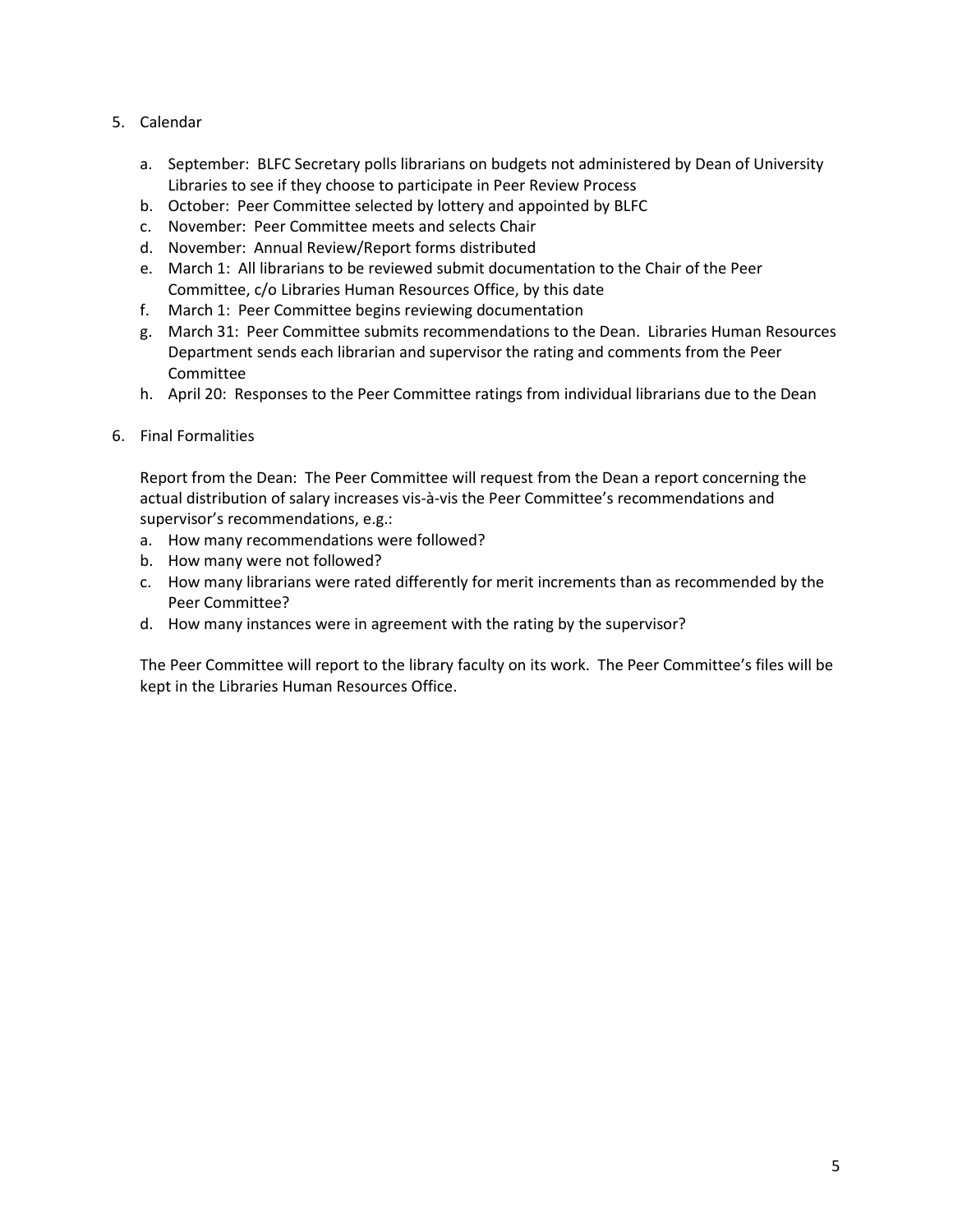5. Calendar

   a. September: BLFC Secretary polls librarians on budgets not administered by Dean of University Libraries to see if they choose to participate in Peer Review Process
   b. October: Peer Committee selected by lottery and appointed by BLFC
   c. November: Peer Committee meets and selects Chair
   d. November: Annual Review/Report forms distributed
   e. March 1: All librarians to be reviewed submit documentation to the Chair of the Peer Committee, c/o Libraries Human Resources Office, by this date
   f. March 1: Peer Committee begins reviewing documentation
   g. March 31: Peer Committee submits recommendations to the Dean. Libraries Human Resources Department sends each librarian and supervisor the rating and comments from the Peer Committee
   h. April 20: Responses to the Peer Committee ratings from individual librarians due to the Dean

6. Final Formalities

   Report from the Dean: The Peer Committee will request from the Dean a report concerning the actual distribution of salary increases vis-à-vis the Peer Committee's recommendations and supervisor's recommendations, e.g.:

   a. How many recommendations were followed?
   b. How many were not followed?
   c. How many librarians were rated differently for merit increments than as recommended by the Peer Committee?
   d. How many instances were in agreement with the rating by the supervisor?

   The Peer Committee will report to the library faculty on its work. The Peer Committee's files will be kept in the Libraries Human Resources Office.